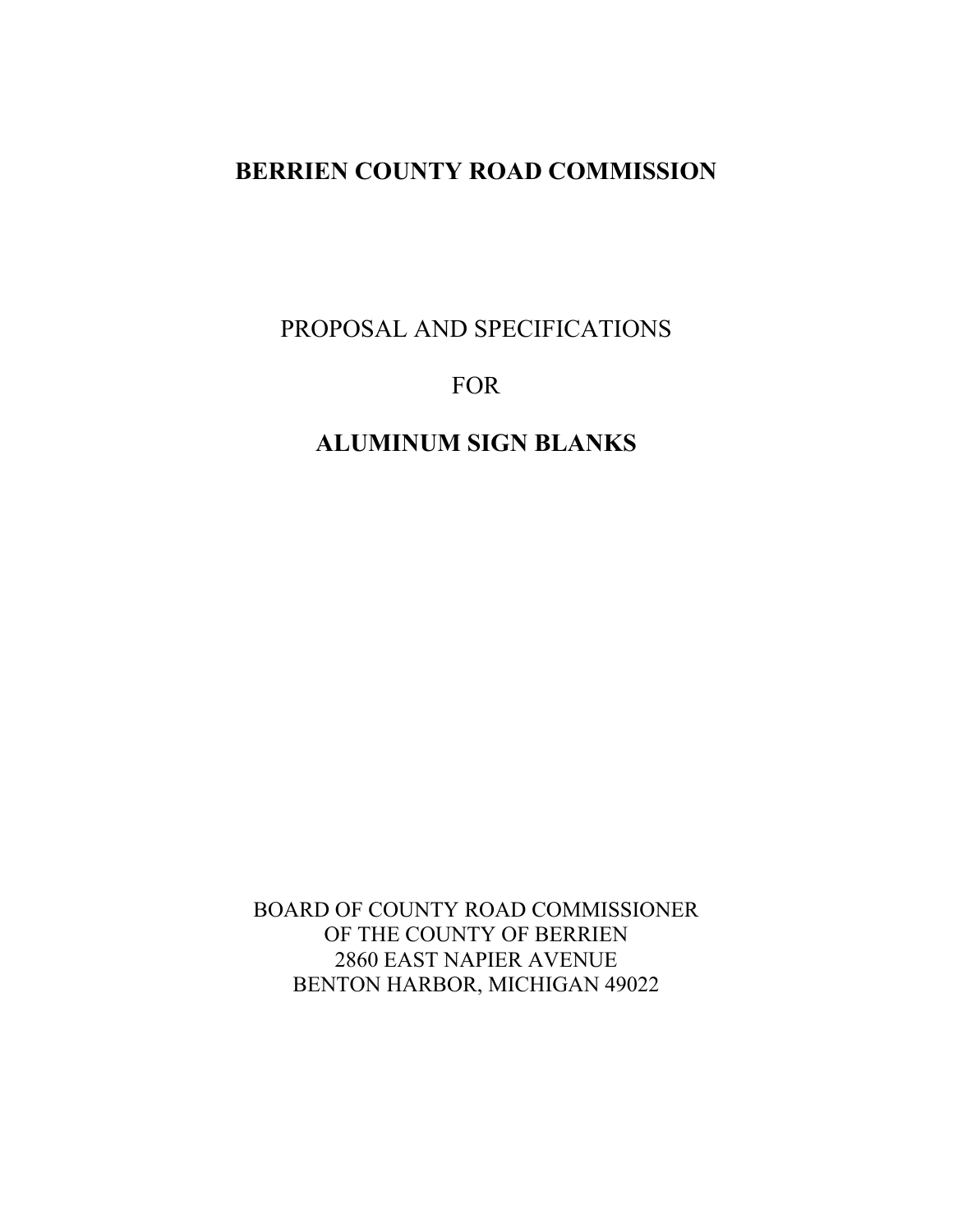# BERRIEN COUNTY ROAD COMMISSION

PROPOSAL AND SPECIFICATIONS

FOR

## ALUMINUM SIGN BLANKS

BOARD OF COUNTY ROAD COMMISSIONER
OF THE COUNTY OF BERRIEN
2860 EAST NAPIER AVENUE
BENTON HARBOR, MICHIGAN 49022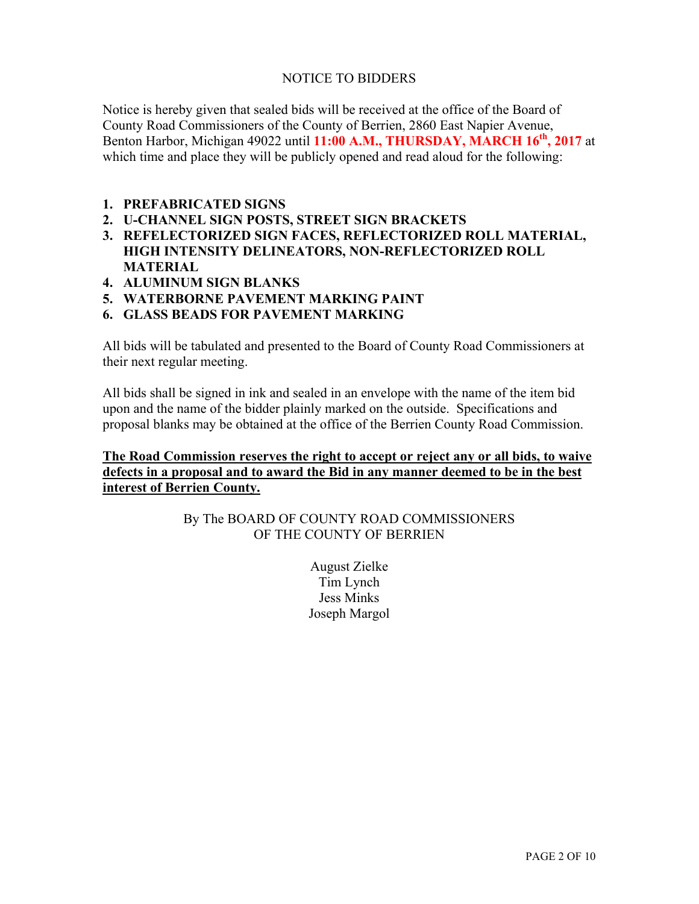# NOTICE TO BIDDERS

Notice is hereby given that sealed bids will be received at the office of the Board of County Road Commissioners of the County of Berrien, 2860 East Napier Avenue, Benton Harbor, Michigan 49022 until **11:00 A.M., THURSDAY, MARCH 16th, 2017** at which time and place they will be publicly opened and read aloud for the following:

1. **PREFABRICATED SIGNS**
2. **U-CHANNEL SIGN POSTS, STREET SIGN BRACKETS**
3. **REFELECTORIZED SIGN FACES, REFLECTORIZED ROLL MATERIAL, HIGH INTENSITY DELINEATORS, NON-REFLECTORIZED ROLL MATERIAL**
4. **ALUMINUM SIGN BLANKS**
5. **WATERBORNE PAVEMENT MARKING PAINT**
6. **GLASS BEADS FOR PAVEMENT MARKING**

All bids will be tabulated and presented to the Board of County Road Commissioners at their next regular meeting.

All bids shall be signed in ink and sealed in an envelope with the name of the item bid upon and the name of the bidder plainly marked on the outside. Specifications and proposal blanks may be obtained at the office of the Berrien County Road Commission.

**The Road Commission reserves the right to accept or reject any or all bids, to waive defects in a proposal and to award the Bid in any manner deemed to be in the best interest of Berrien County.**

By The BOARD OF COUNTY ROAD COMMISSIONERS
OF THE COUNTY OF BERRIEN

August Zielke
Tim Lynch
Jess Minks
Joseph Margol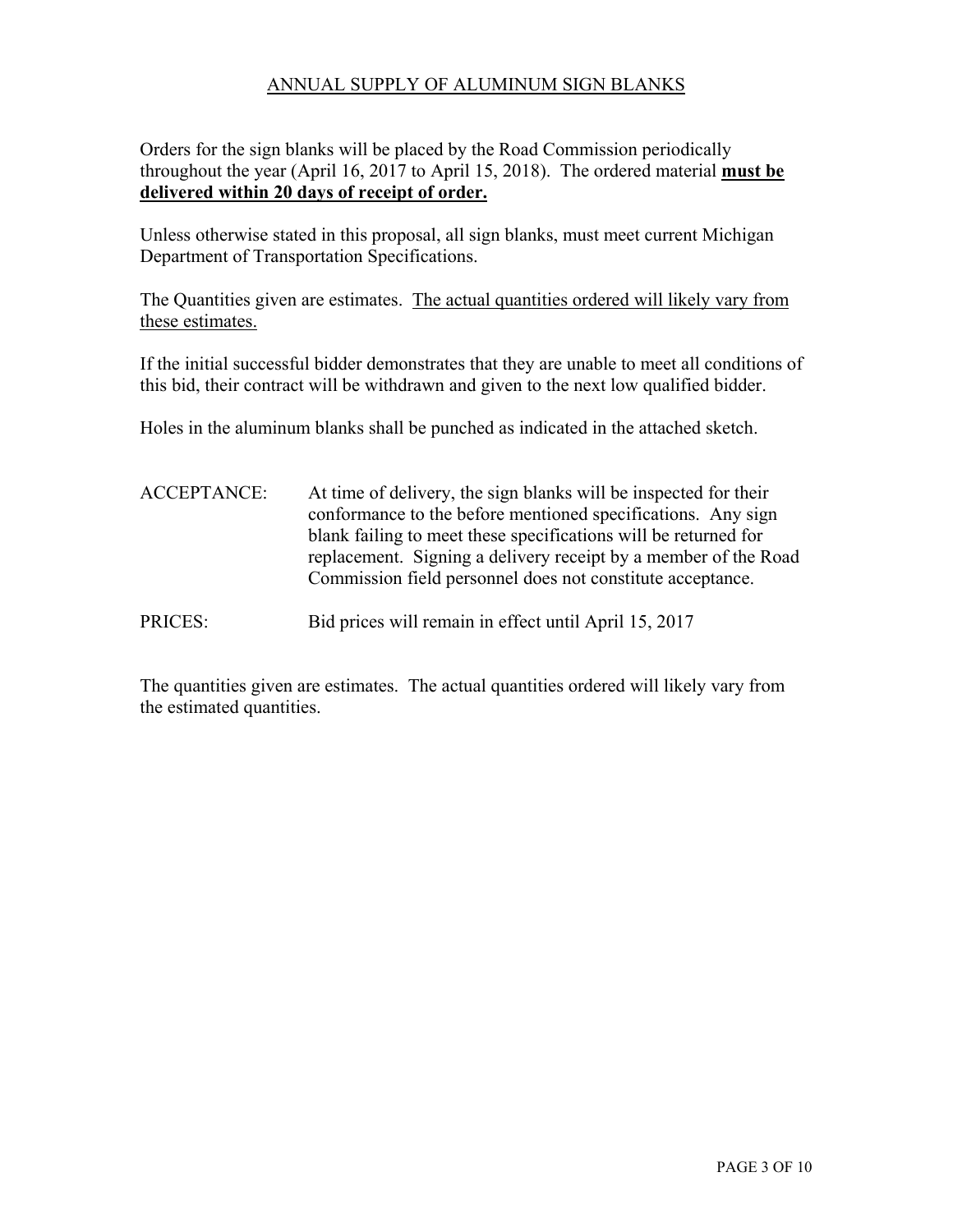# ANNUAL SUPPLY OF ALUMINUM SIGN BLANKS

Orders for the sign blanks will be placed by the Road Commission periodically throughout the year (April 16, 2017 to April 15, 2018). The ordered material **must be delivered within 20 days of receipt of order.**

Unless otherwise stated in this proposal, all sign blanks, must meet current Michigan Department of Transportation Specifications.

The Quantities given are estimates. The actual quantities ordered will likely vary from these estimates.

If the initial successful bidder demonstrates that they are unable to meet all conditions of this bid, their contract will be withdrawn and given to the next low qualified bidder.

Holes in the aluminum blanks shall be punched as indicated in the attached sketch.

ACCEPTANCE: At time of delivery, the sign blanks will be inspected for their conformance to the before mentioned specifications. Any sign blank failing to meet these specifications will be returned for replacement. Signing a delivery receipt by a member of the Road Commission field personnel does not constitute acceptance.

PRICES: Bid prices will remain in effect until April 15, 2017

The quantities given are estimates. The actual quantities ordered will likely vary from the estimated quantities.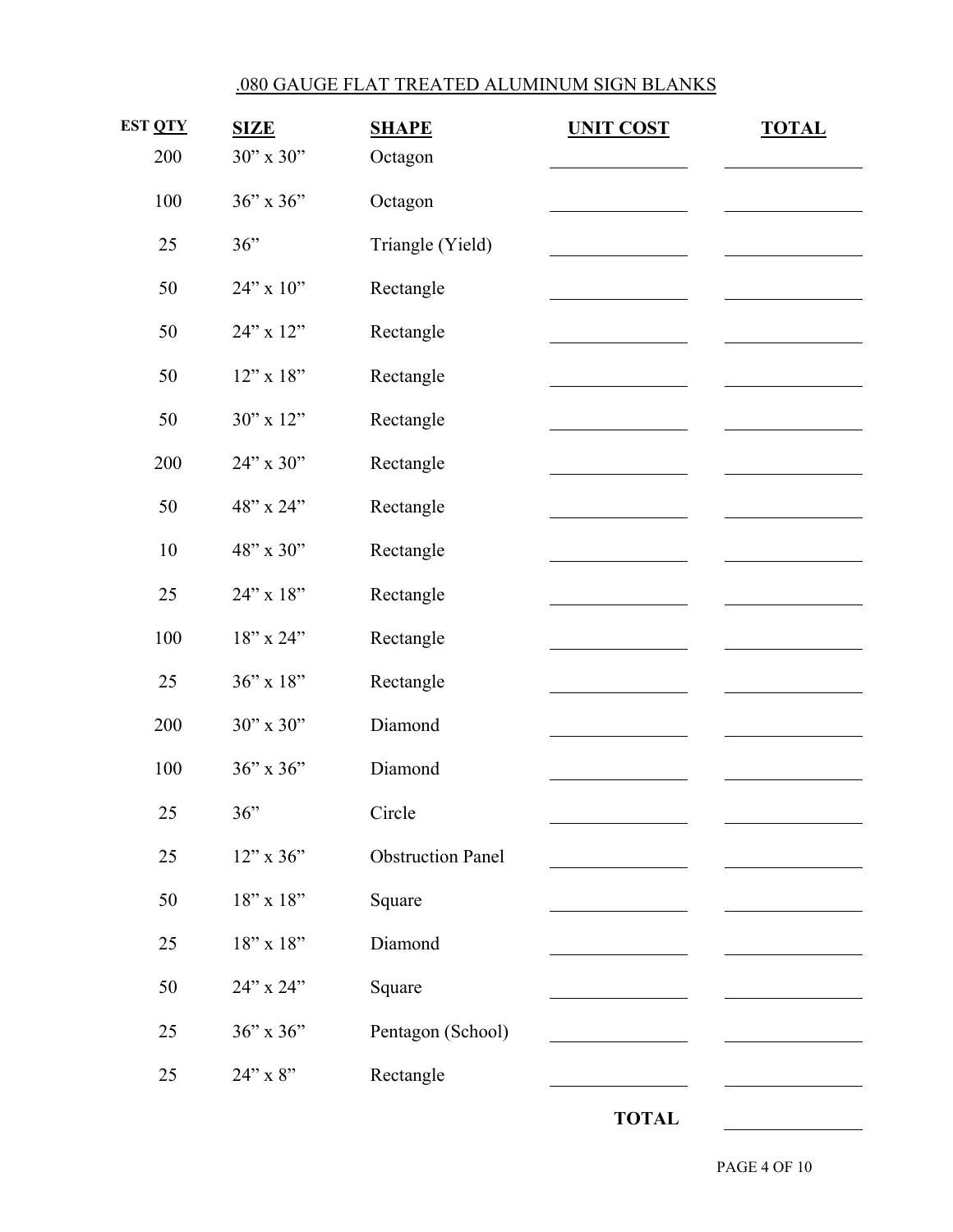# .080 GAUGE FLAT TREATED ALUMINUM SIGN BLANKS

| EST QTY | SIZE | SHAPE | UNIT COST | TOTAL |
|---|---|---|---|---|
| 200 | 30" x 30" | Octagon | | |
| 100 | 36" x 36" | Octagon | | |
| 25 | 36" | Triangle (Yield) | | |
| 50 | 24" x 10" | Rectangle | | |
| 50 | 24" x 12" | Rectangle | | |
| 50 | 12" x 18" | Rectangle | | |
| 50 | 30" x 12" | Rectangle | | |
| 200 | 24" x 30" | Rectangle | | |
| 50 | 48" x 24" | Rectangle | | |
| 10 | 48" x 30" | Rectangle | | |
| 25 | 24" x 18" | Rectangle | | |
| 100 | 18" x 24" | Rectangle | | |
| 25 | 36" x 18" | Rectangle | | |
| 200 | 30" x 30" | Diamond | | |
| 100 | 36" x 36" | Diamond | | |
| 25 | 36" | Circle | | |
| 25 | 12" x 36" | Obstruction Panel | | |
| 50 | 18" x 18" | Square | | |
| 25 | 18" x 18" | Diamond | | |
| 50 | 24" x 24" | Square | | |
| 25 | 36" x 36" | Pentagon (School) | | |
| 25 | 24" x 8" | Rectangle | | |
| | | | **TOTAL** | |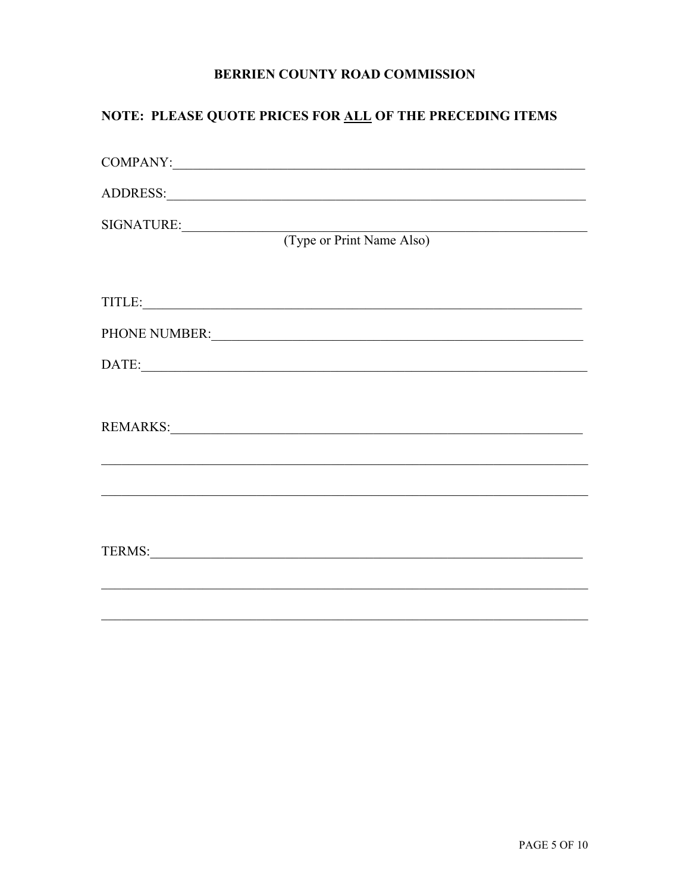**BERRIEN COUNTY ROAD COMMISSION**

**NOTE: PLEASE QUOTE PRICES FOR ALL OF THE PRECEDING ITEMS**

COMPANY:_______________________________________________________________

ADDRESS:_______________________________________________________________

SIGNATURE:_____________________________________________________________
(Type or Print Name Also)

TITLE:_________________________________________________________________

PHONE NUMBER:__________________________________________________________

DATE:__________________________________________________________________

REMARKS:_______________________________________________________________

_______________________________________________________________________

_______________________________________________________________________

TERMS:_________________________________________________________________

_______________________________________________________________________

_______________________________________________________________________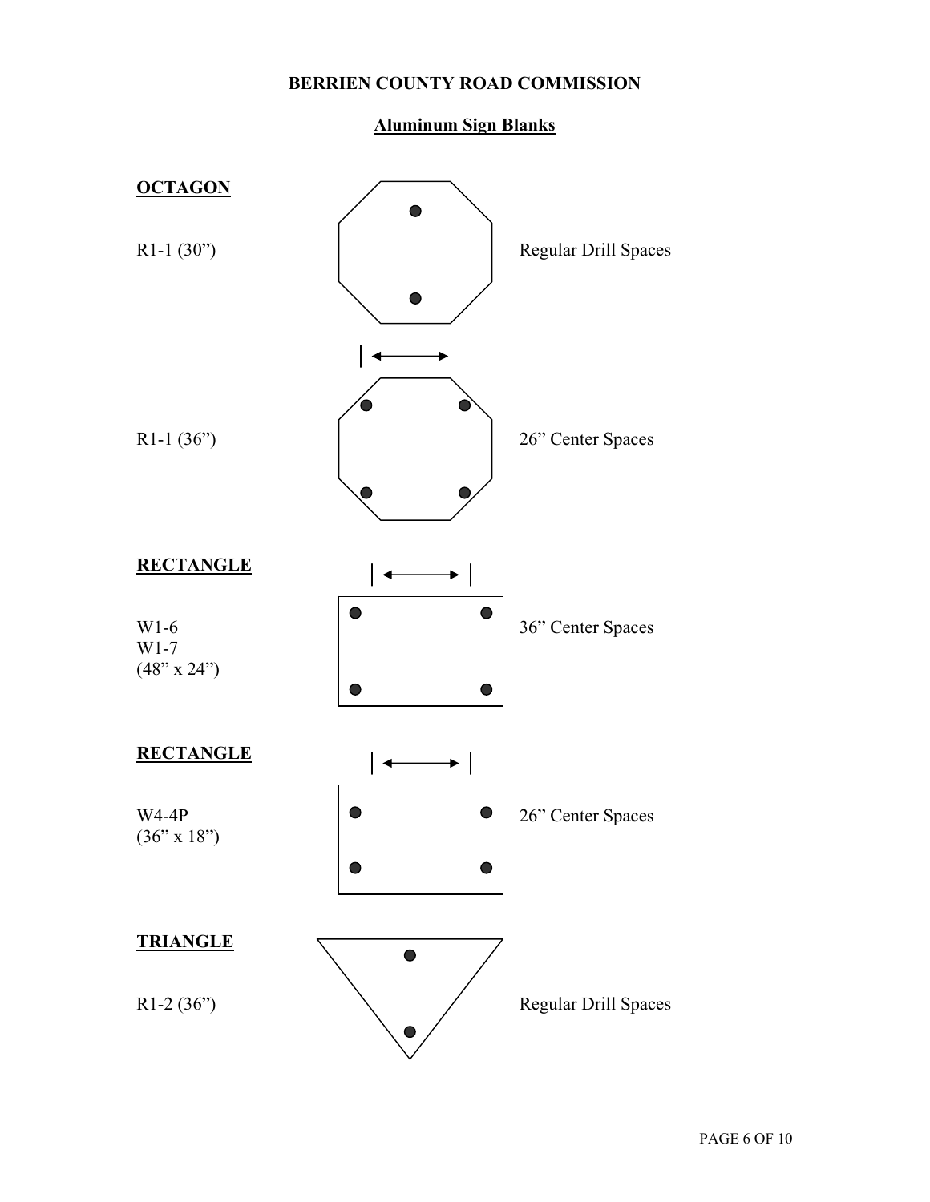**BERRIEN COUNTY ROAD COMMISSION**

**Aluminum Sign Blanks**

**OCTAGON**

R1-1 (30") — Regular Drill Spaces

R1-1 (36") — 26" Center Spaces

**RECTANGLE**

W1-6
W1-7
(48" x 24") — 36" Center Spaces

**RECTANGLE**

W4-4P
(36" x 18") — 26" Center Spaces

**TRIANGLE**

R1-2 (36") — Regular Drill Spaces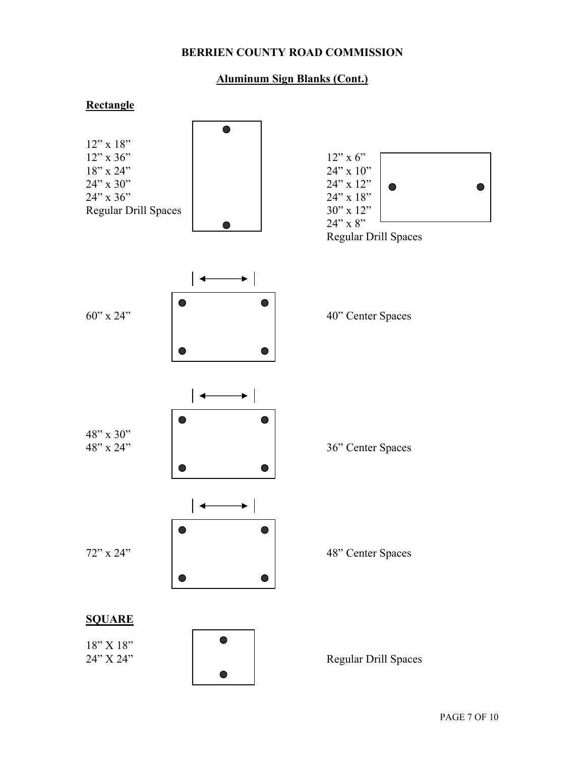**BERRIEN COUNTY ROAD COMMISSION**

**Aluminum Sign Blanks (Cont.)**

**Rectangle**

12" x 18"
12" x 36"
18" x 24"
24" x 30"
24" x 36"
Regular Drill Spaces

12" x 6"
24" x 10"
24" x 12"
24" x 18"
30" x 12"
24" x 8"
Regular Drill Spaces

60" x 24" — 40" Center Spaces

48" x 30"
48" x 24" — 36" Center Spaces

72" x 24" — 48" Center Spaces

**SQUARE**

18" X 18"
24" X 24" — Regular Drill Spaces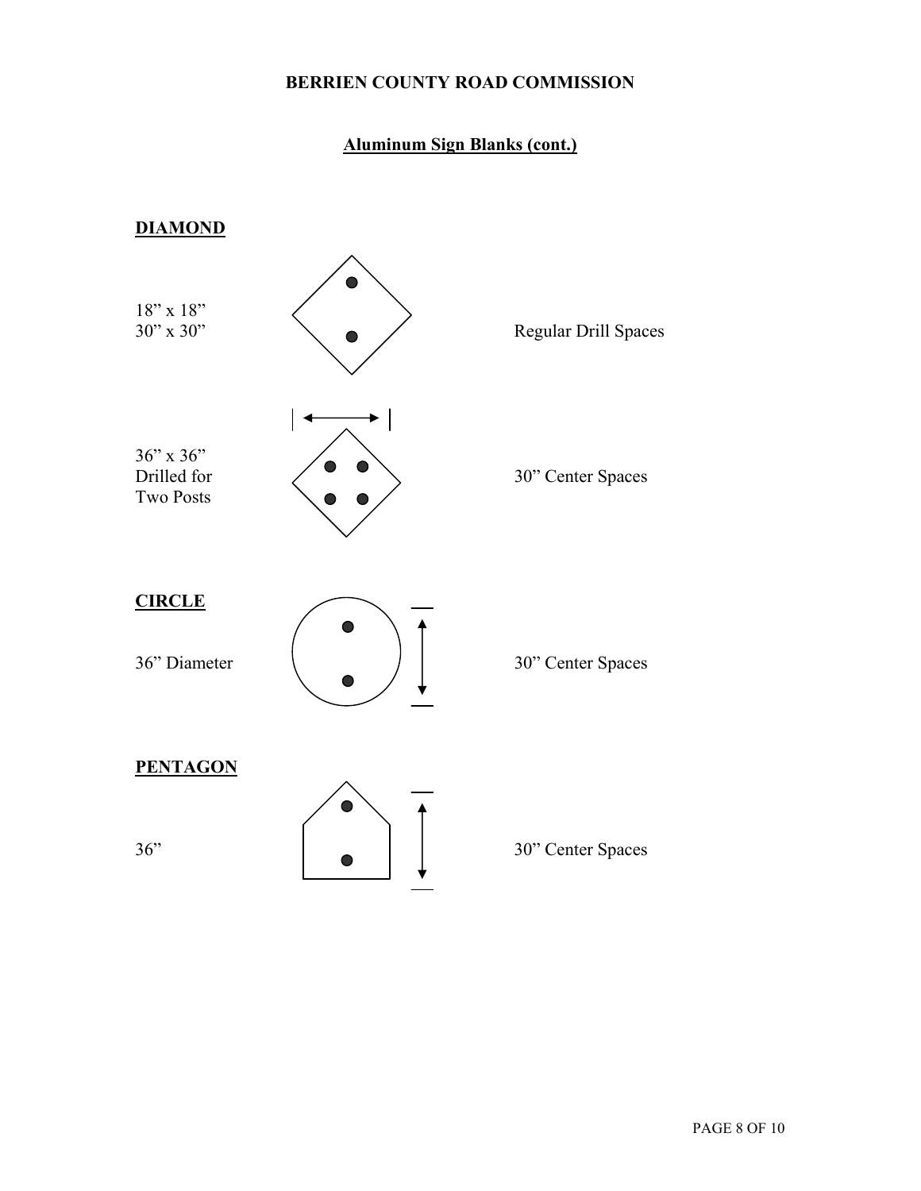# BERRIEN COUNTY ROAD COMMISSION

## Aluminum Sign Blanks (cont.)

### DIAMOND

18" x 18"
30" x 30"

Regular Drill Spaces

36" x 36"
Drilled for
Two Posts

30" Center Spaces

### CIRCLE

36" Diameter

30" Center Spaces

### PENTAGON

36"

30" Center Spaces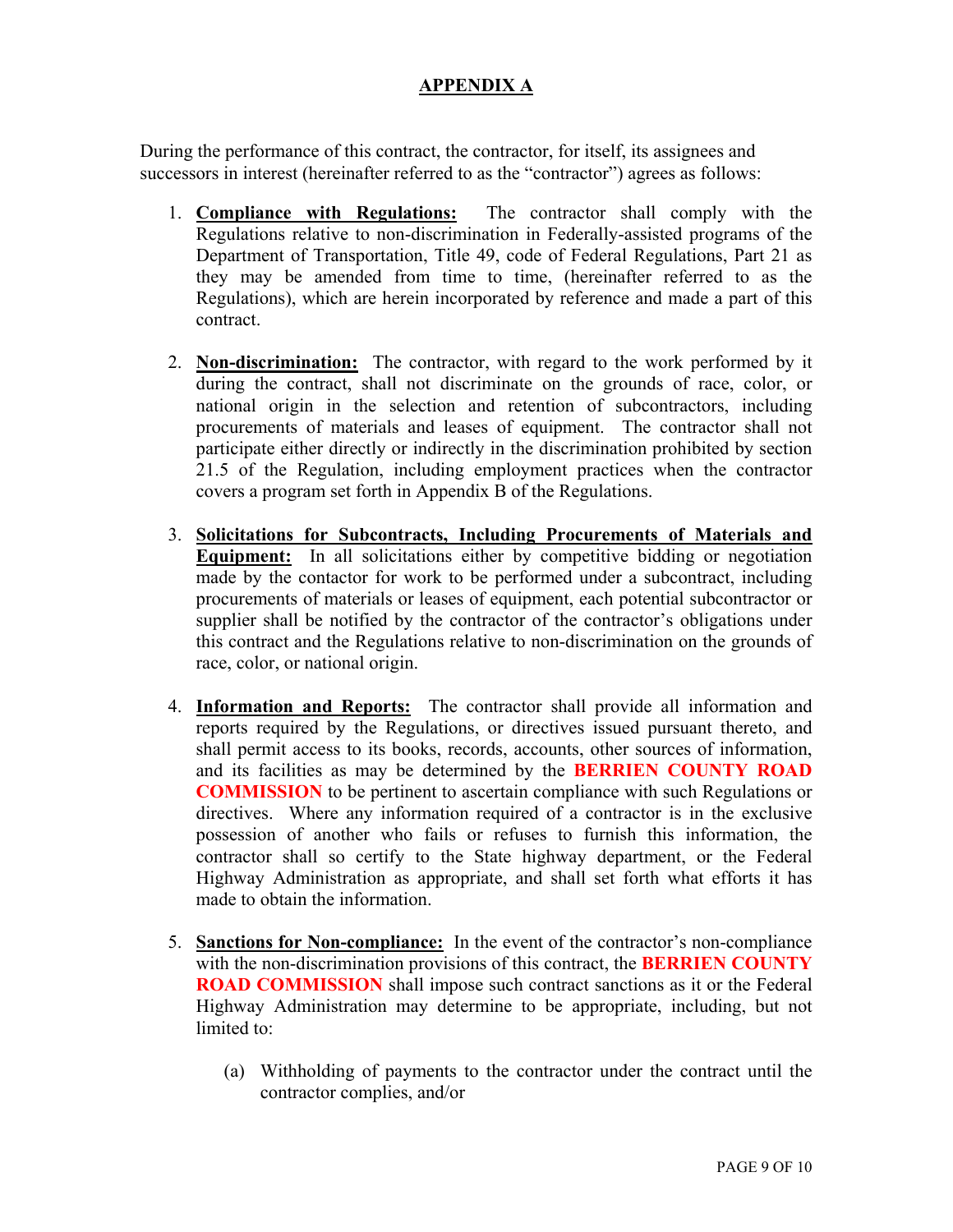## APPENDIX A

During the performance of this contract, the contractor, for itself, its assignees and successors in interest (hereinafter referred to as the "contractor") agrees as follows:

1. **Compliance with Regulations:** The contractor shall comply with the Regulations relative to non-discrimination in Federally-assisted programs of the Department of Transportation, Title 49, code of Federal Regulations, Part 21 as they may be amended from time to time, (hereinafter referred to as the Regulations), which are herein incorporated by reference and made a part of this contract.

2. **Non-discrimination:** The contractor, with regard to the work performed by it during the contract, shall not discriminate on the grounds of race, color, or national origin in the selection and retention of subcontractors, including procurements of materials and leases of equipment. The contractor shall not participate either directly or indirectly in the discrimination prohibited by section 21.5 of the Regulation, including employment practices when the contractor covers a program set forth in Appendix B of the Regulations.

3. **Solicitations for Subcontracts, Including Procurements of Materials and Equipment:** In all solicitations either by competitive bidding or negotiation made by the contactor for work to be performed under a subcontract, including procurements of materials or leases of equipment, each potential subcontractor or supplier shall be notified by the contractor of the contractor's obligations under this contract and the Regulations relative to non-discrimination on the grounds of race, color, or national origin.

4. **Information and Reports:** The contractor shall provide all information and reports required by the Regulations, or directives issued pursuant thereto, and shall permit access to its books, records, accounts, other sources of information, and its facilities as may be determined by the **BERRIEN COUNTY ROAD COMMISSION** to be pertinent to ascertain compliance with such Regulations or directives. Where any information required of a contractor is in the exclusive possession of another who fails or refuses to furnish this information, the contractor shall so certify to the State highway department, or the Federal Highway Administration as appropriate, and shall set forth what efforts it has made to obtain the information.

5. **Sanctions for Non-compliance:** In the event of the contractor's non-compliance with the non-discrimination provisions of this contract, the **BERRIEN COUNTY ROAD COMMISSION** shall impose such contract sanctions as it or the Federal Highway Administration may determine to be appropriate, including, but not limited to:

   (a) Withholding of payments to the contractor under the contract until the contractor complies, and/or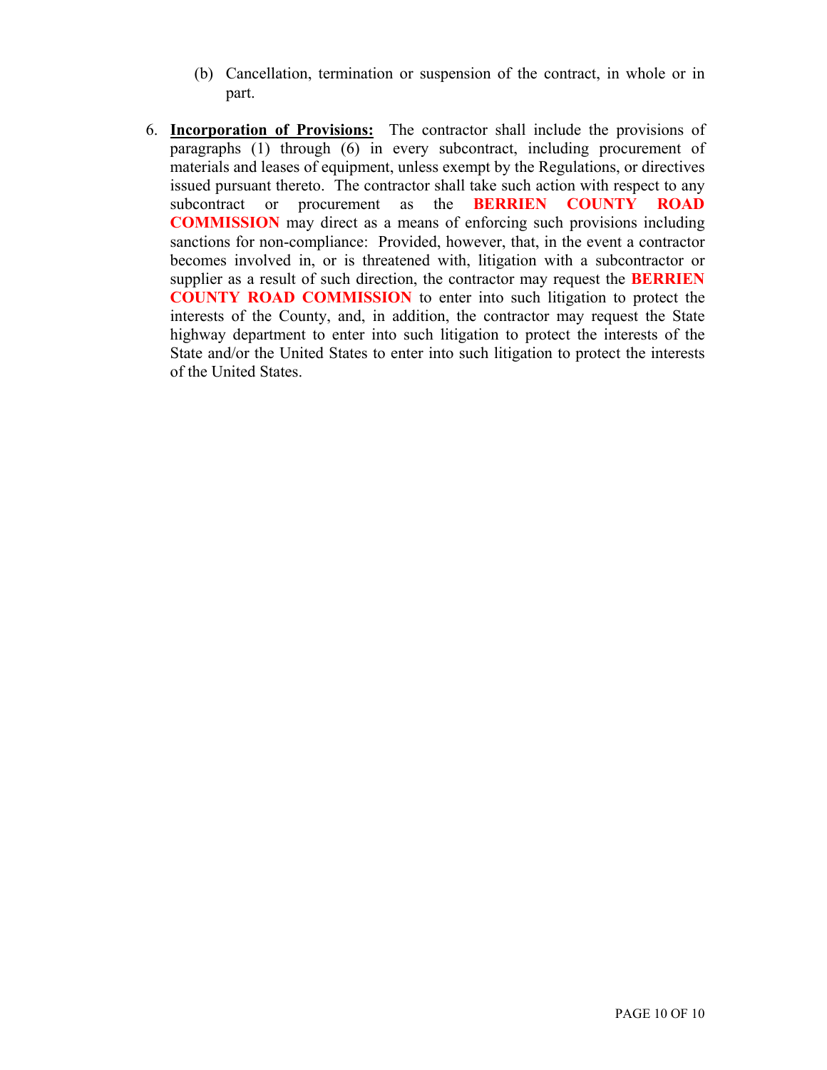(b) Cancellation, termination or suspension of the contract, in whole or in part.

6. **Incorporation of Provisions:** The contractor shall include the provisions of paragraphs (1) through (6) in every subcontract, including procurement of materials and leases of equipment, unless exempt by the Regulations, or directives issued pursuant thereto. The contractor shall take such action with respect to any subcontract or procurement as the **BERRIEN COUNTY ROAD COMMISSION** may direct as a means of enforcing such provisions including sanctions for non-compliance: Provided, however, that, in the event a contractor becomes involved in, or is threatened with, litigation with a subcontractor or supplier as a result of such direction, the contractor may request the **BERRIEN COUNTY ROAD COMMISSION** to enter into such litigation to protect the interests of the County, and, in addition, the contractor may request the State highway department to enter into such litigation to protect the interests of the State and/or the United States to enter into such litigation to protect the interests of the United States.